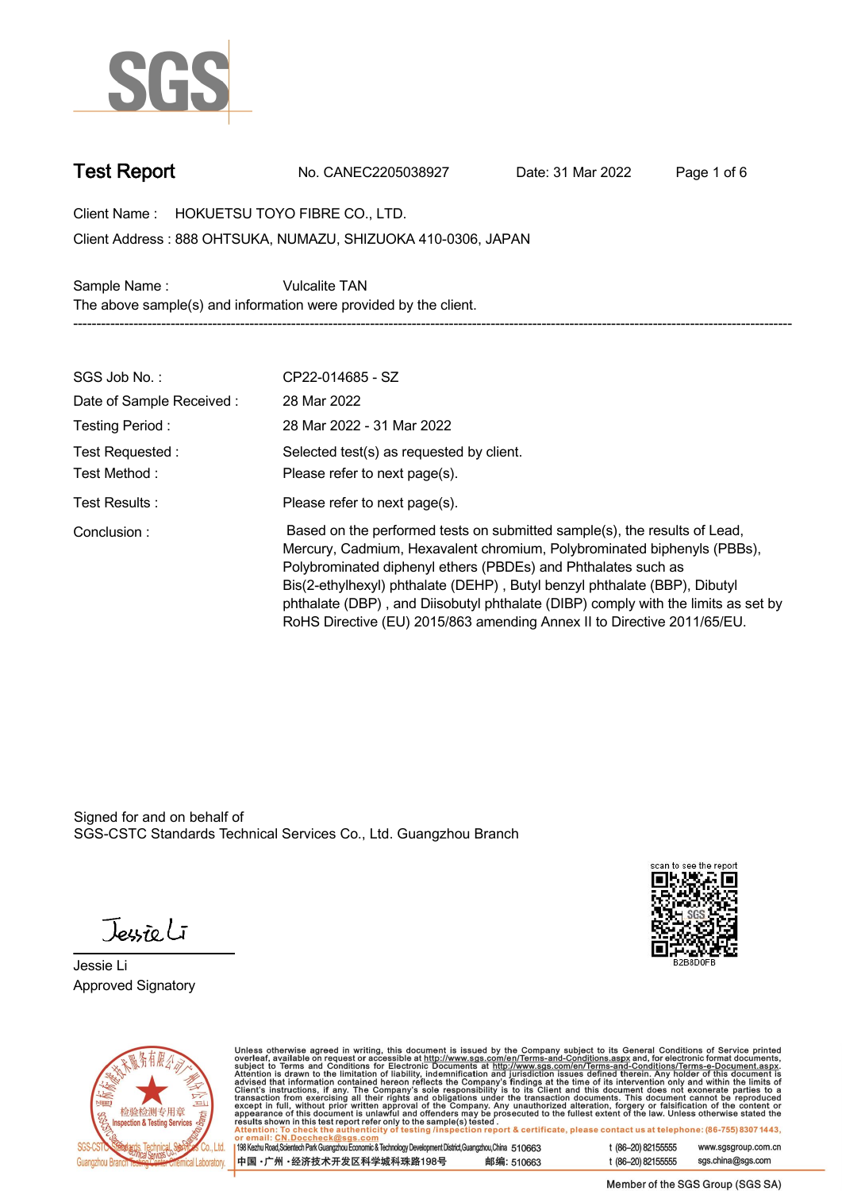# Test Report

No. CANEC2205038927 Date: 31 Mar 2022

Client Name : HOKUETSU TOYO FIBRE CO., LTD.

Client Address : 888 OHTSUKA, NUMAZU, SHIZUOKA 410-0306, JAPAN

Sample Name : Vulcalite TAN

The above sample(s) and information were provided by the client.

---

| | |
|---|---|
| SGS Job No. : | CP22-014685 - SZ |
| Date of Sample Received : | 28 Mar 2022 |
| Testing Period : | 28 Mar 2022 - 31 Mar 2022 |
| Test Requested : | Selected test(s) as requested by client. |
| Test Method : | Please refer to next page(s). |
| Test Results : | Please refer to next page(s). |
| Conclusion : | Based on the performed tests on submitted sample(s), the results of Lead, Mercury, Cadmium, Hexavalent chromium, Polybrominated biphenyls (PBBs), Polybrominated diphenyl ethers (PBDEs) and Phthalates such as Bis(2-ethylhexyl) phthalate (DEHP) , Butyl benzyl phthalate (BBP), Dibutyl phthalate (DBP) , and Diisobutyl phthalate (DIBP) comply with the limits as set by RoHS Directive (EU) 2015/863 amending Annex II to Directive 2011/65/EU. |

Signed for and on behalf of
SGS-CSTC Standards Technical Services Co., Ltd. Guangzhou Branch

Jessie Li
Approved Signatory

scan to see the report
B2B8D0FB

Unless otherwise agreed in writing, this document is issued by the Company subject to its General Conditions of Service printed overleaf, available on request or accessible at http://www.sgs.com/en/Terms-and-Conditions.aspx and, for electronic format documents, subject to Terms and Conditions for Electronic Documents at http://www.sgs.com/en/Terms-and-Conditions/Terms-e-Document.aspx. Attention is drawn to the limitation of liability, indemnification and jurisdiction issues defined therein. Any holder of this document is advised that information contained hereon reflects the Company's findings at the time of its intervention only and within the limits of Client's instructions, if any. The Company's sole responsibility is to its Client and this document does not exonerate parties to a transaction from exercising all their rights and obligations under the transaction documents. This document cannot be reproduced except in full, without prior written approval of the Company. Any unauthorized alteration, forgery or falsification of the content or appearance of this document is unlawful and offenders may be prosecuted to the fullest extent of the law. Unless otherwise stated the results shown in this test report refer only to the sample(s) tested .

Attention: To check the authenticity of testing /inspection report & certificate, please contact us at telephone: (86-755) 8307 1443, or email: CN.Doccheck@sgs.com

198 Kezhu Road,Scientech Park Guangzhou Economic & Technology Development District,Guangzhou,China 510663 t (86–20) 82155555 www.sgsgroup.com.cn

中国 ·广州 ·经济技术开发区科学城科珠路198号 邮编: 510663 t (86–20) 82155555 sgs.china@sgs.com

Member of the SGS Group (SGS SA)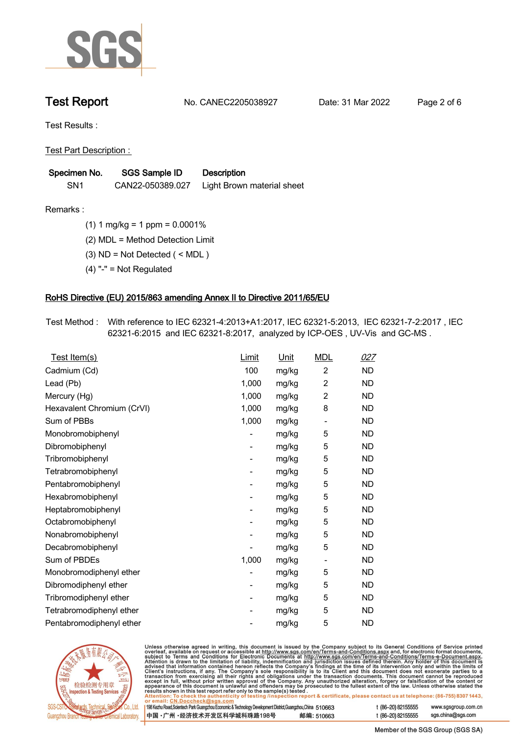Test Results :

Test Part Description :

| Specimen No. | SGS Sample ID | Description |
|---|---|---|
| SN1 | CAN22-050389.027 | Light Brown material sheet |

Remarks :

(1) 1 mg/kg = 1 ppm = 0.0001%

(2) MDL = Method Detection Limit

(3) ND = Not Detected ( < MDL )

(4) "-" = Not Regulated

## RoHS Directive (EU) 2015/863 amending Annex II to Directive 2011/65/EU

Test Method : With reference to IEC 62321-4:2013+A1:2017, IEC 62321-5:2013, IEC 62321-7-2:2017 , IEC 62321-6:2015 and IEC 62321-8:2017, analyzed by ICP-OES , UV-Vis and GC-MS .

| Test Item(s) | Limit | Unit | MDL | 027 |
|---|---|---|---|---|
| Cadmium (Cd) | 100 | mg/kg | 2 | ND |
| Lead (Pb) | 1,000 | mg/kg | 2 | ND |
| Mercury (Hg) | 1,000 | mg/kg | 2 | ND |
| Hexavalent Chromium (CrVI) | 1,000 | mg/kg | 8 | ND |
| Sum of PBBs | 1,000 | mg/kg | - | ND |
| Monobromobiphenyl | - | mg/kg | 5 | ND |
| Dibromobiphenyl | - | mg/kg | 5 | ND |
| Tribromobiphenyl | - | mg/kg | 5 | ND |
| Tetrabromobiphenyl | - | mg/kg | 5 | ND |
| Pentabromobiphenyl | - | mg/kg | 5 | ND |
| Hexabromobiphenyl | - | mg/kg | 5 | ND |
| Heptabromobiphenyl | - | mg/kg | 5 | ND |
| Octabromobiphenyl | - | mg/kg | 5 | ND |
| Nonabromobiphenyl | - | mg/kg | 5 | ND |
| Decabromobiphenyl | - | mg/kg | 5 | ND |
| Sum of PBDEs | 1,000 | mg/kg | - | ND |
| Monobromodiphenyl ether | - | mg/kg | 5 | ND |
| Dibromodiphenyl ether | - | mg/kg | 5 | ND |
| Tribromodiphenyl ether | - | mg/kg | 5 | ND |
| Tetrabromodiphenyl ether | - | mg/kg | 5 | ND |
| Pentabromodiphenyl ether | - | mg/kg | 5 | ND |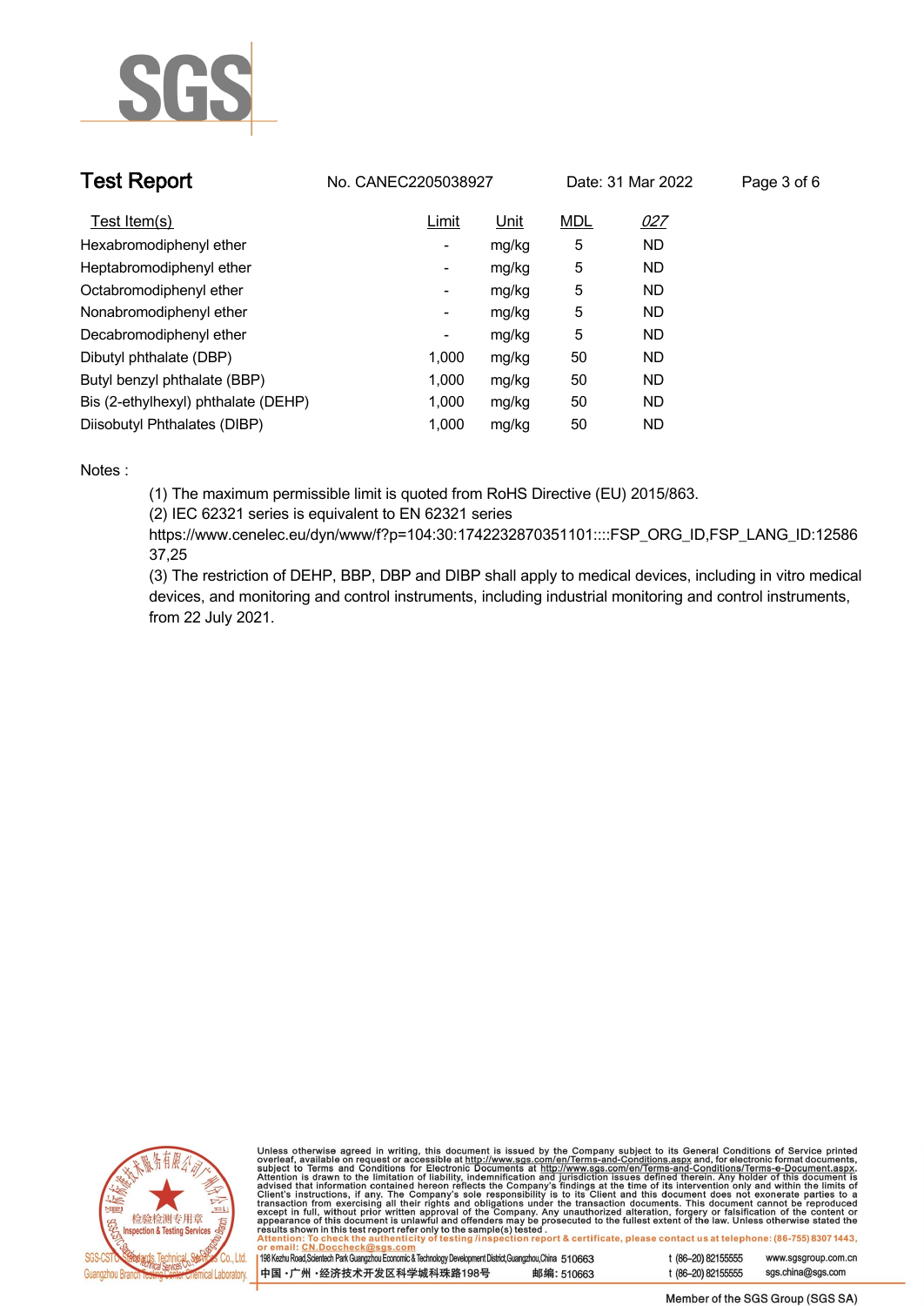| Test Item(s) | Limit | Unit | MDL | 027 |
|---|---|---|---|---|
| Hexabromodiphenyl ether | - | mg/kg | 5 | ND |
| Heptabromodiphenyl ether | - | mg/kg | 5 | ND |
| Octabromodiphenyl ether | - | mg/kg | 5 | ND |
| Nonabromodiphenyl ether | - | mg/kg | 5 | ND |
| Decabromodiphenyl ether | - | mg/kg | 5 | ND |
| Dibutyl phthalate (DBP) | 1,000 | mg/kg | 50 | ND |
| Butyl benzyl phthalate (BBP) | 1,000 | mg/kg | 50 | ND |
| Bis (2-ethylhexyl) phthalate (DEHP) | 1,000 | mg/kg | 50 | ND |
| Diisobutyl Phthalates (DIBP) | 1,000 | mg/kg | 50 | ND |

Notes :

(1) The maximum permissible limit is quoted from RoHS Directive (EU) 2015/863.

(2) IEC 62321 series is equivalent to EN 62321 series https://www.cenelec.eu/dyn/www/f?p=104:30:1742232870351101::::FSP_ORG_ID,FSP_LANG_ID:1258637,25

(3) The restriction of DEHP, BBP, DBP and DIBP shall apply to medical devices, including in vitro medical devices, and monitoring and control instruments, including industrial monitoring and control instruments, from 22 July 2021.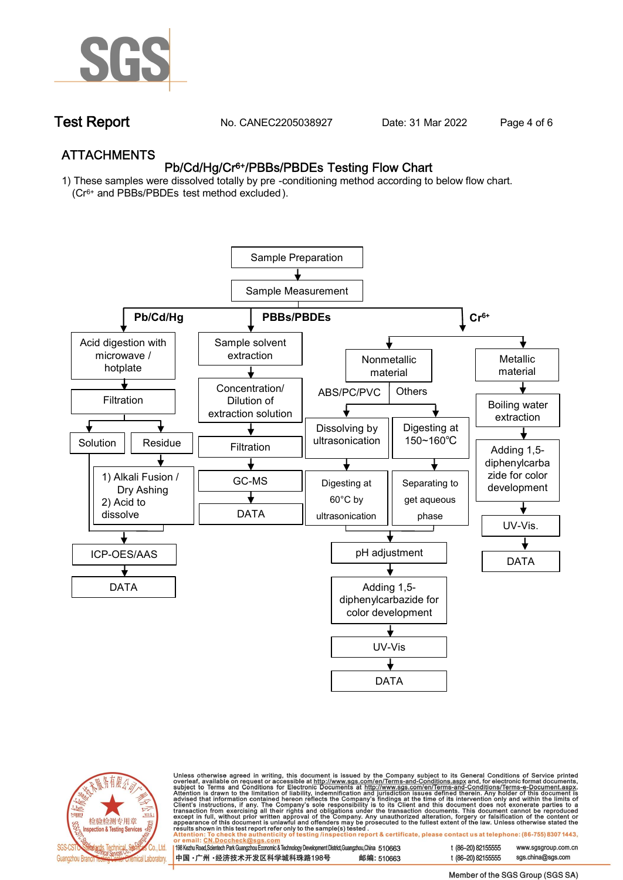# ATTACHMENTS

## Pb/Cd/Hg/$Cr^{6+}$/PBBs/PBDEs Testing Flow Chart

1) These samples were dissolved totally by pre -conditioning method according to below flow chart. ($Cr^{6+}$ and PBBs/PBDEs test method excluded).

Sample Preparation → Sample Measurement

**Pb/Cd/Hg**

- Acid digestion with microwave / hotplate
- Filtration
- Solution / Residue
  - Residue: 1) Alkali Fusion / Dry Ashing 2) Acid to dissolve
- ICP-OES/AAS
- DATA

**PBBs/PBDEs**

- Sample solvent extraction
- Concentration/ Dilution of extraction solution
- Filtration
- GC-MS
- DATA

**$Cr^{6+}$**

- Nonmetallic material
  - ABS/PC/PVC: Dissolving by ultrasonication → Digesting at 60°C by ultrasonication
  - Others: Digesting at 150~160℃ → Separating to get aqueous phase
  - pH adjustment
  - Adding 1,5-diphenylcarbazide for color development
  - UV-Vis
  - DATA
- Metallic material
  - Boiling water extraction
  - Adding 1,5-diphenylcarbazide for color development
  - UV-Vis.
  - DATA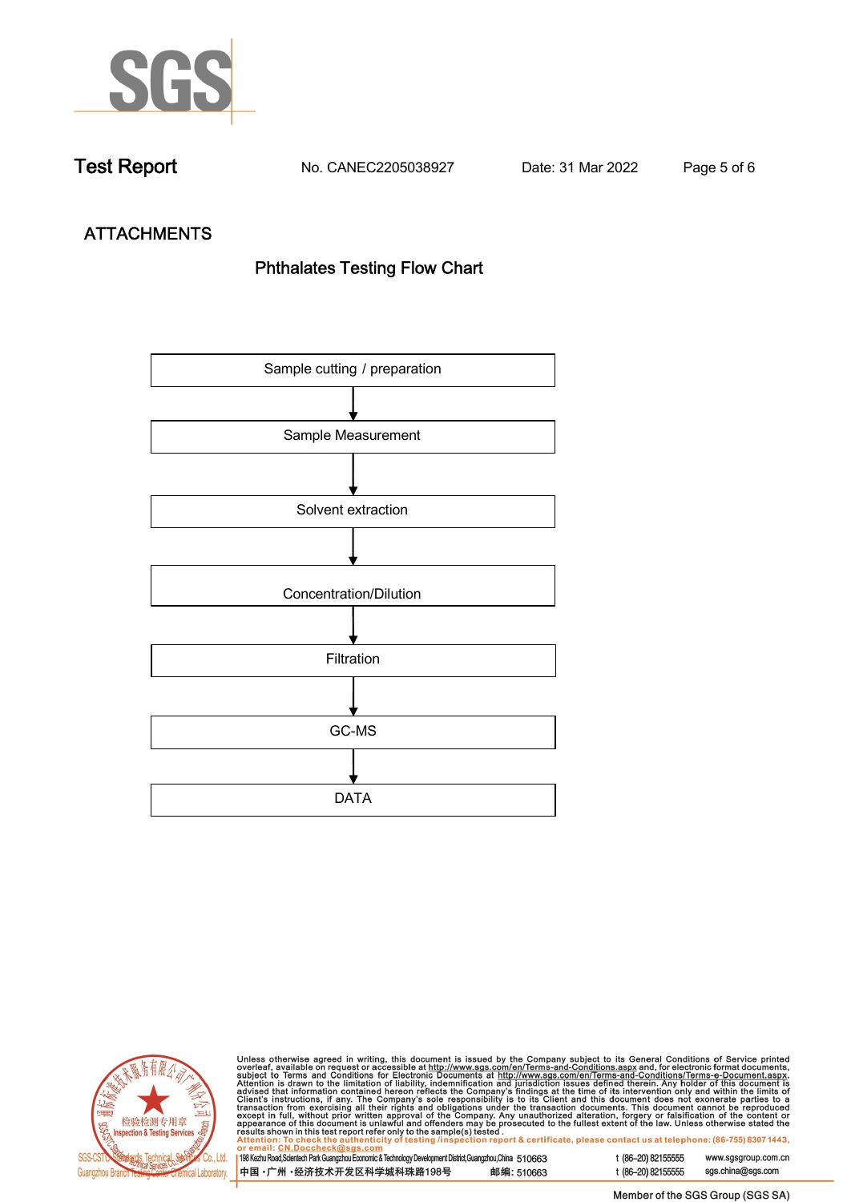## ATTACHMENTS

### Phthalates Testing Flow Chart

Sample cutting / preparation

↓

Sample Measurement

↓

Solvent extraction

↓

Concentration/Dilution

↓

Filtration

↓

GC-MS

↓

DATA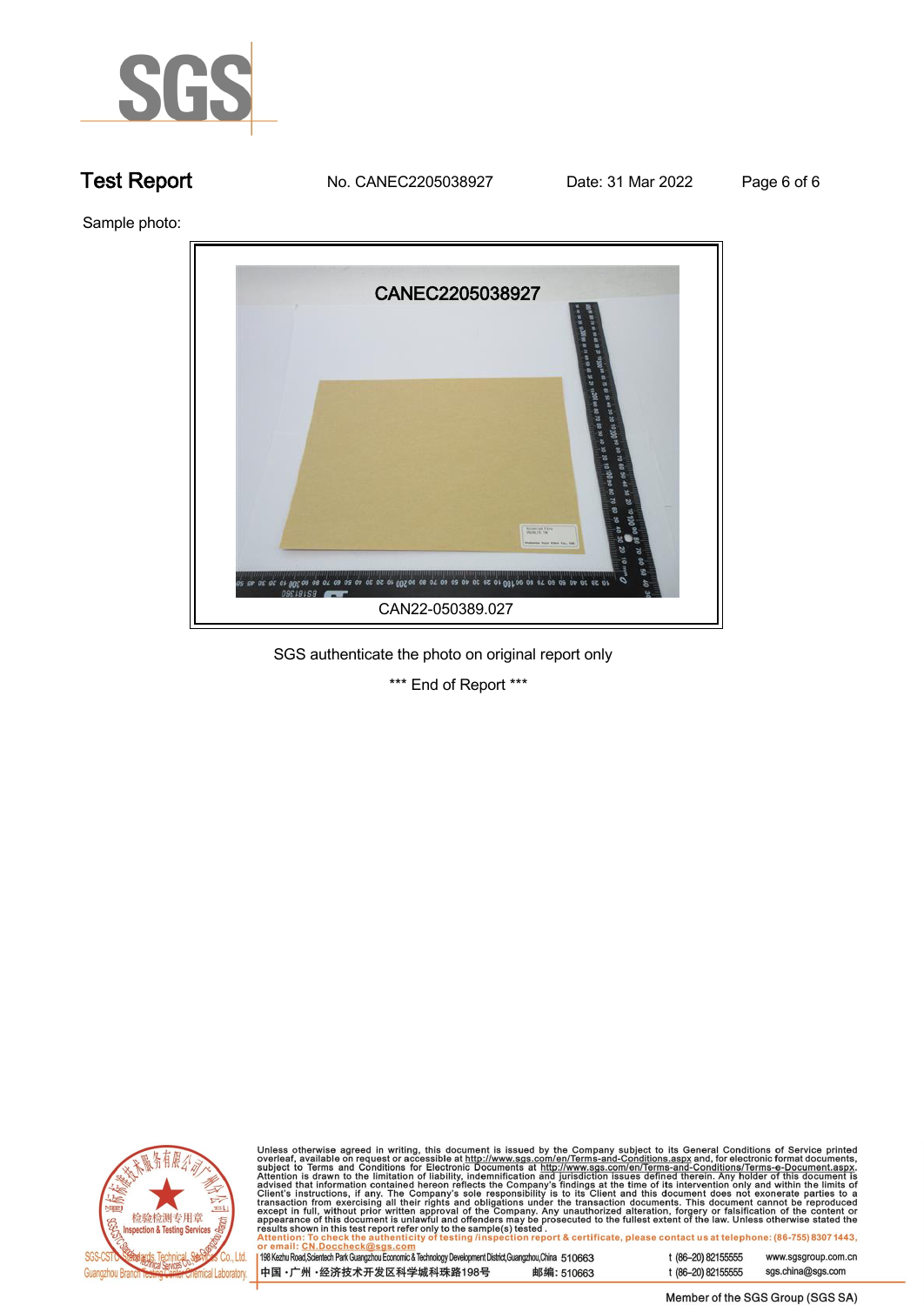Sample photo:

CANEC2205038927

CAN22-050389.027

SGS authenticate the photo on original report only

*** End of Report ***